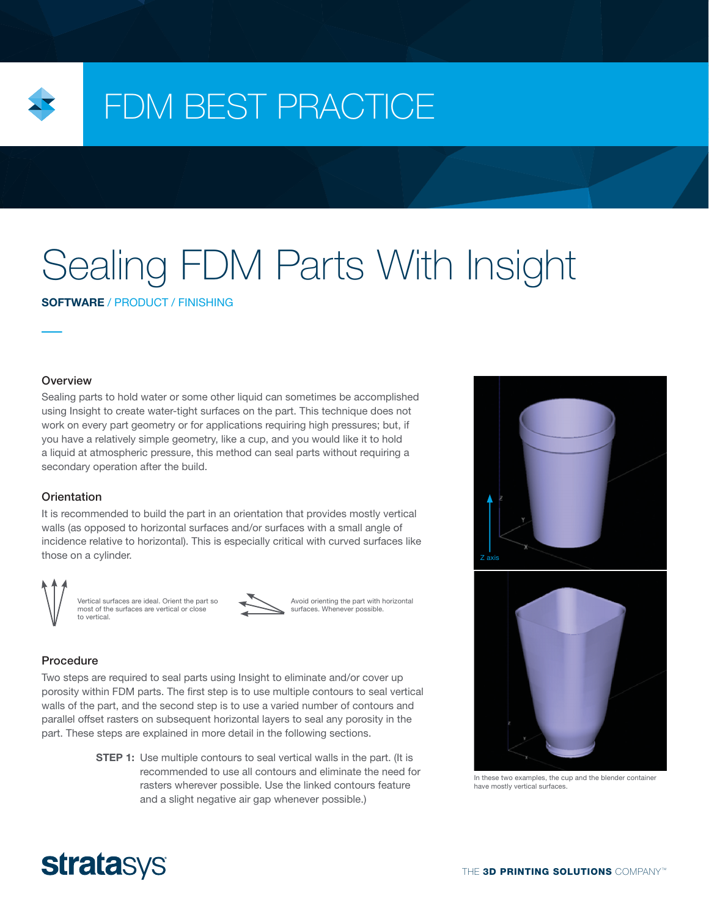# FDM BEST PRACTICE

# Sealing FDM Parts With Insight

**SOFTWARE** / PRODUCT / FINISHING

## Overview

Sealing parts to hold water or some other liquid can sometimes be accomplished using Insight to create water-tight surfaces on the part. This technique does not work on every part geometry or for applications requiring high pressures; but, if you have a relatively simple geometry, like a cup, and you would like it to hold a liquid at atmospheric pressure, this method can seal parts without requiring a secondary operation after the build.

## Orientation

It is recommended to build the part in an orientation that provides mostly vertical walls (as opposed to horizontal surfaces and/or surfaces with a small angle of incidence relative to horizontal). This is especially critical with curved surfaces like those on a cylinder.

Vertical surfaces are ideal. Orient the part so most of the surfaces are vertical or close to vertical.

Avoid orienting the part with horizontal surfaces. Whenever possible.

## Procedure

Two steps are required to seal parts using Insight to eliminate and/or cover up porosity within FDM parts. The first step is to use multiple contours to seal vertical walls of the part, and the second step is to use a varied number of contours and parallel offset rasters on subsequent horizontal layers to seal any porosity in the part. These steps are explained in more detail in the following sections.

**STEP 1:** Use multiple contours to seal vertical walls in the part. (It is recommended to use all contours and eliminate the need for rasters wherever possible. Use the linked contours feature and a slight negative air gap whenever possible.)

In these two examples, the cup and the blender container have mostly vertical surfaces.

**stratasys** THE **3D PRINTING SOLUTIONS** COMPANY™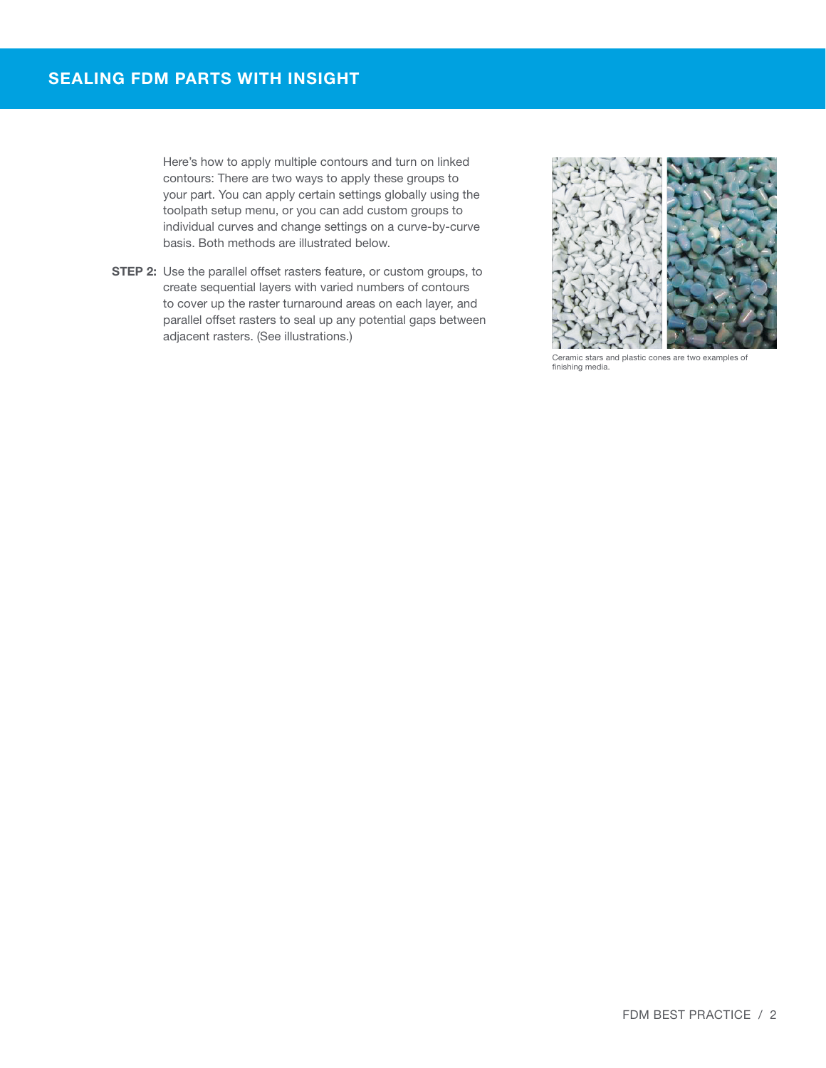## SEALING FDM PARTS WITH INSIGHT

Here's how to apply multiple contours and turn on linked contours: There are two ways to apply these groups to your part. You can apply certain settings globally using the toolpath setup menu, or you can add custom groups to individual curves and change settings on a curve-by-curve basis. Both methods are illustrated below.

**STEP 2:** Use the parallel offset rasters feature, or custom groups, to create sequential layers with varied numbers of contours to cover up the raster turnaround areas on each layer, and parallel offset rasters to seal up any potential gaps between adjacent rasters. (See illustrations.)

Ceramic stars and plastic cones are two examples of finishing media.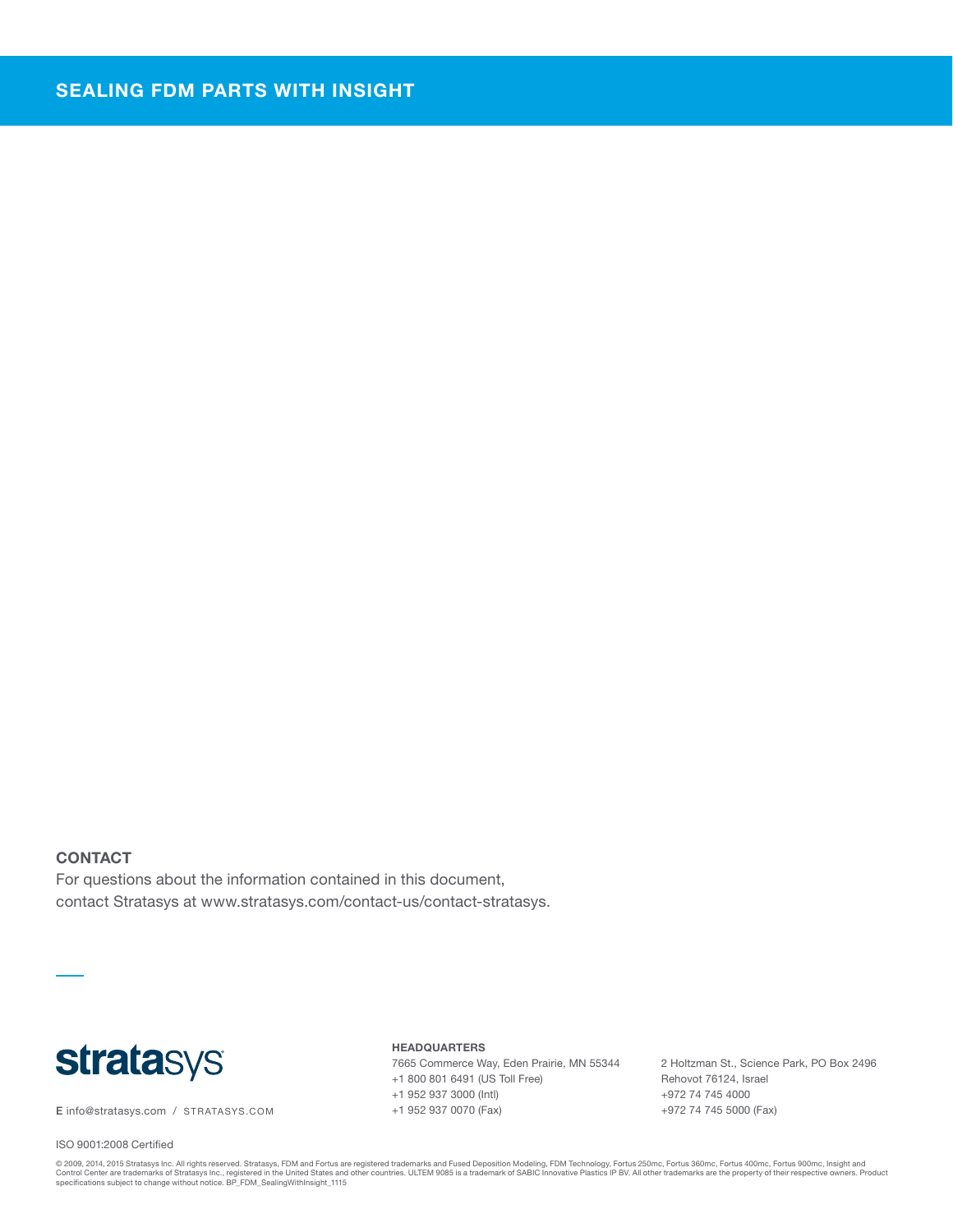**CONTACT**

For questions about the information contained in this document, contact Stratasys at www.stratasys.com/contact-us/contact-stratasys.

stratasys

E info@stratasys.com / STRATASYS.COM

**HEADQUARTERS**

7665 Commerce Way, Eden Prairie, MN 55344
+1 800 801 6491 (US Toll Free)
+1 952 937 3000 (Intl)
+1 952 937 0070 (Fax)

2 Holtzman St., Science Park, PO Box 2496
Rehovot 76124, Israel
+972 74 745 4000
+972 74 745 5000 (Fax)

ISO 9001:2008 Certified

© 2009, 2014, 2015 Stratasys Inc. All rights reserved. Stratasys, FDM and Fortus are registered trademarks and Fused Deposition Modeling, FDM Technology, Fortus 250mc, Fortus 360mc, Fortus 400mc, Fortus 900mc, Insight and Control Center are trademarks of Stratasys Inc., registered in the United States and other countries. ULTEM 9085 is a trademark of SABIC Innovative Plastics IP BV. All other trademarks are the property of their respective owners. Product specifications subject to change without notice. BP_FDM_SealingWithInsight_1115